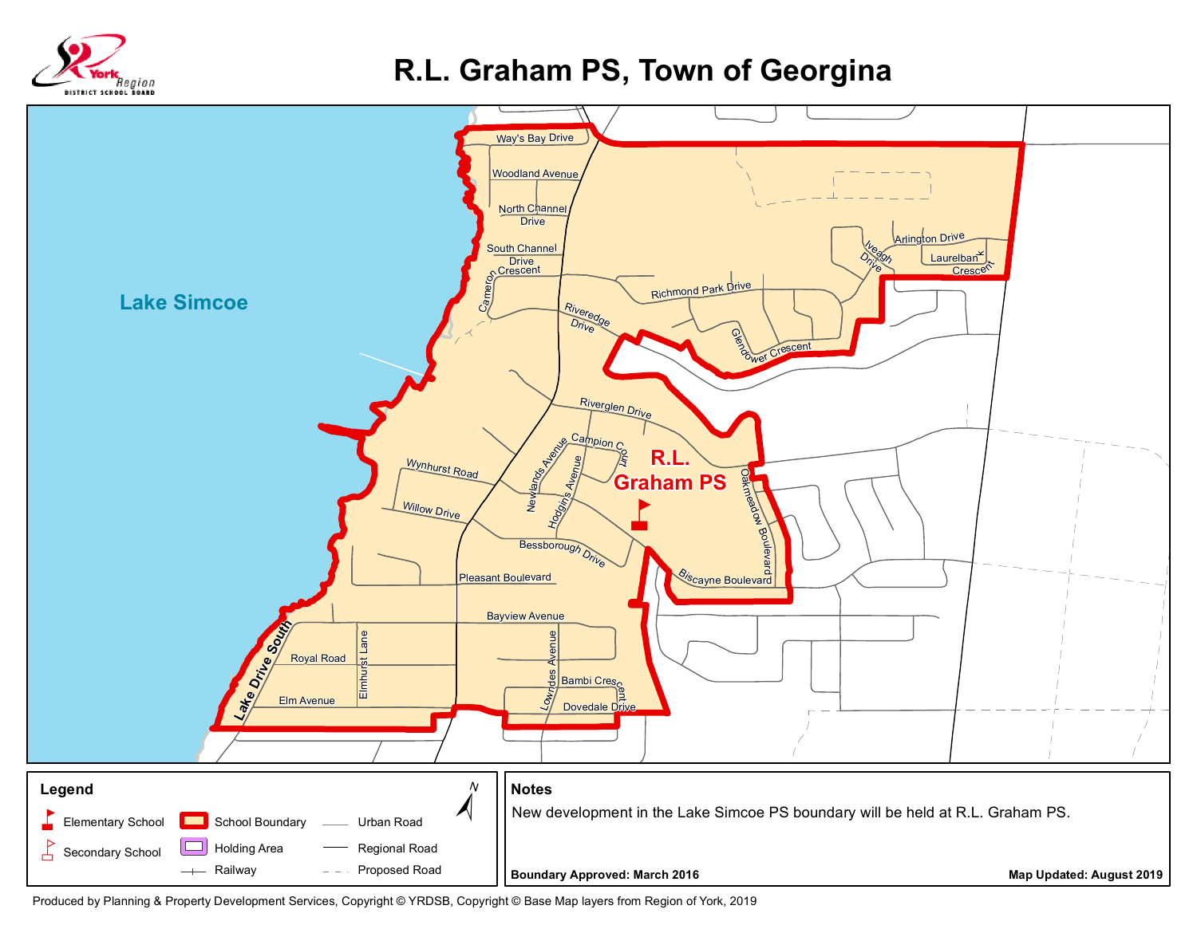# R.L. Graham PS, Town of Georgina

Lake Simcoe

Way's Bay Drive
Woodland Avenue
North Channel Drive
South Channel Drive
Cameron Crescent
Richmond Park Drive
Arlington Drive
Iveagh Drive
Laurelbank Crescent
Riveredge Drive
Glendower Crescent
Riverglen Drive
Campion Court
Newlands Avenue
Hodgins Avenue
Wynhurst Road
Willow Drive
Bessborough Drive
Oakmeadow Boulevard
Biscayne Boulevard
Pleasant Boulevard
Bayview Avenue
Lake Drive South
Royal Road
Elmhurst Lane
Elm Avenue
Lowndes Avenue
Bambi Crescent
Dovedale Drive

**R.L. Graham PS**

## Legend

- Elementary School
- Secondary School
- School Boundary
- Holding Area
- Railway
- Urban Road
- Regional Road
- Proposed Road

N

## Notes

New development in the Lake Simcoe PS boundary will be held at R.L. Graham PS.

**Boundary Approved: March 2016**

**Map Updated: August 2019**

Produced by Planning & Property Development Services, Copyright © YRDSB, Copyright © Base Map layers from Region of York, 2019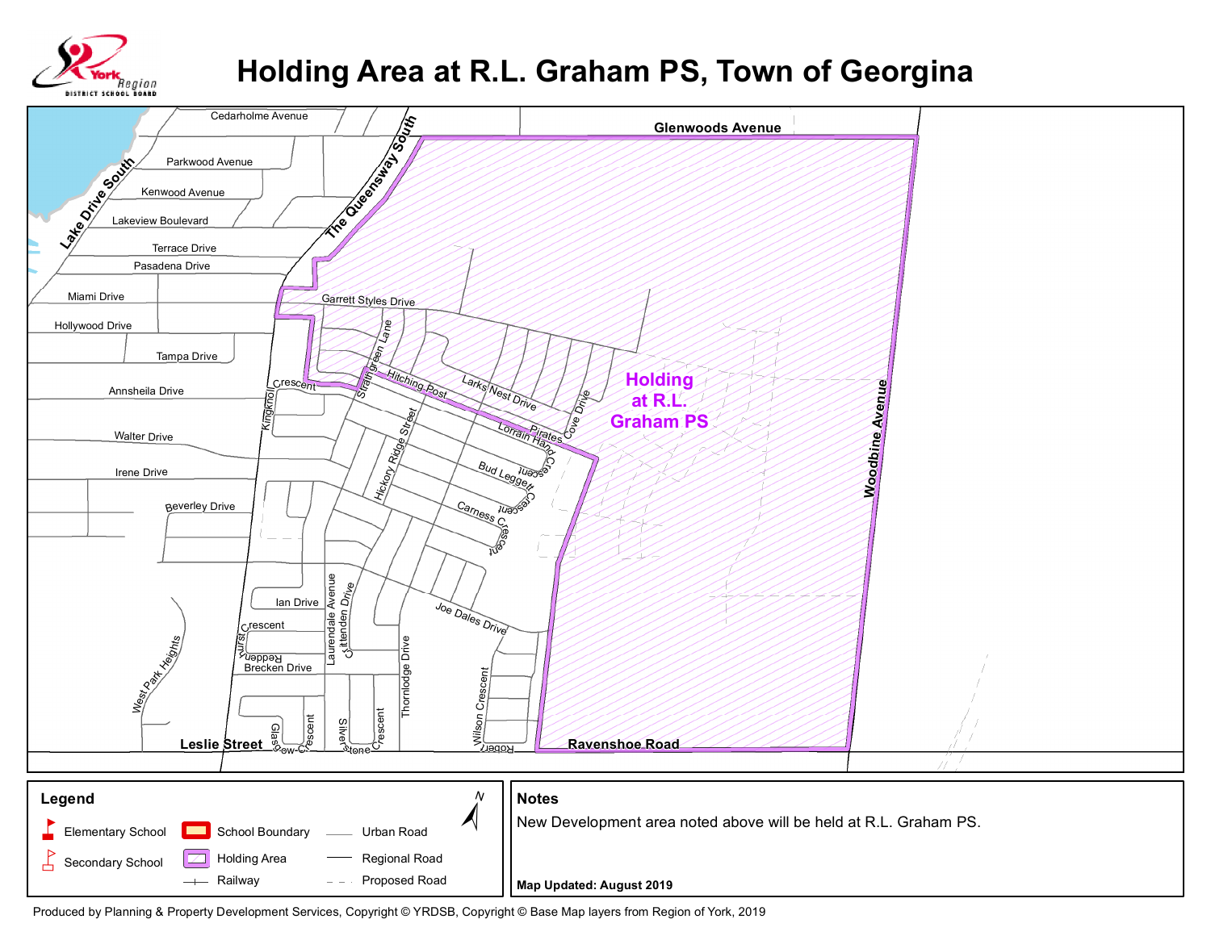# Holding Area at R.L. Graham PS, Town of Georgina

Cedarholme Avenue
Glenwoods Avenue
Parkwood Avenue
Kenwood Avenue
Lakeview Boulevard
Terrace Drive
Pasadena Drive
Miami Drive
Hollywood Drive
Tampa Drive
Annsheila Drive
Walter Drive
Irene Drive
Beverley Drive
Lake Drive South
The Queensway South
Garrett Styles Drive
Strathgreen Lane
Hitching Post
Larks Nest Drive
Cove Drive
Pirates
Lorrain Hand Crescent
Bud Leggett Crescent
Carness Crescent
Hickory Ridge Street
Kingknoll Crescent
Holding at R.L. Graham PS
Woodbine Avenue
Ian Drive
Laurendale Avenue
Crittenden Drive
Joe Dales Drive
Crescent
Redden
Brecken Drive
Thornlodge Drive
West Park Heights
Wilson Crescent
Glasgow Crescent
Silverstone Crescent
Crescent
Robert
Leslie Street
Ravenshoe Road

## Legend

Elementary School
Secondary School
School Boundary
Holding Area
Railway
Urban Road
Regional Road
Proposed Road
N

## Notes

New Development area noted above will be held at R.L. Graham PS.

**Map Updated: August 2019**

Produced by Planning & Property Development Services, Copyright © YRDSB, Copyright © Base Map layers from Region of York, 2019